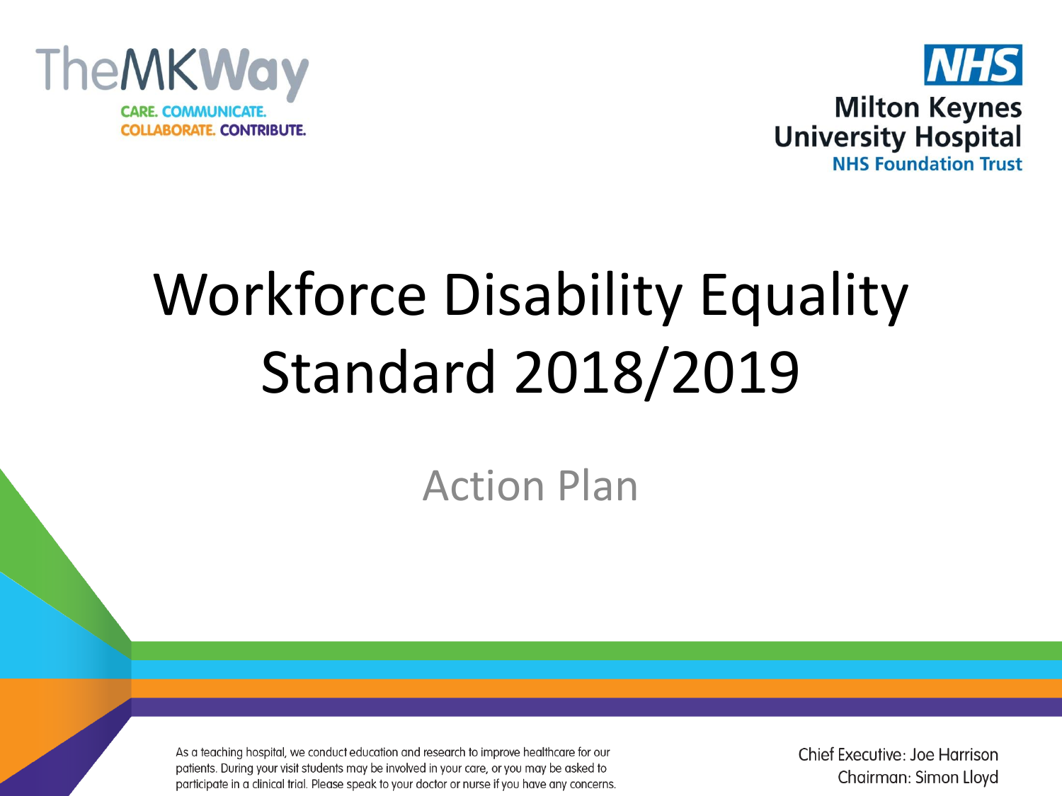TheMKWay

CARE. COMMUNICATE.
COLLABORATE. CONTRIBUTE.

NHS
Milton Keynes
University Hospital
NHS Foundation Trust

# Workforce Disability Equality Standard 2018/2019

## Action Plan

As a teaching hospital, we conduct education and research to improve healthcare for our patients. During your visit students may be involved in your care, or you may be asked to participate in a clinical trial. Please speak to your doctor or nurse if you have any concerns.

Chief Executive: Joe Harrison
Chairman: Simon Lloyd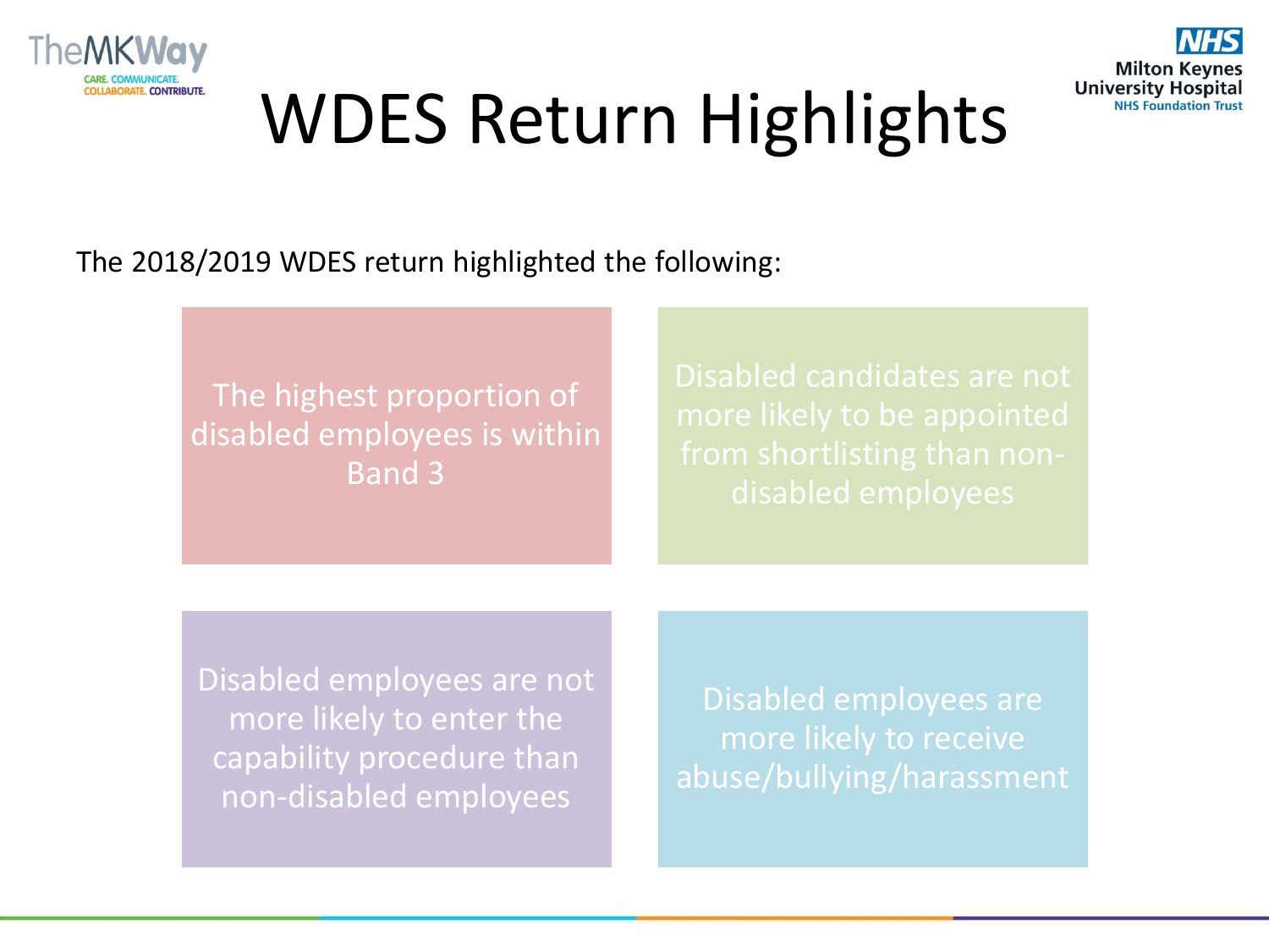# WDES Return Highlights

The 2018/2019 WDES return highlighted the following:

- The highest proportion of disabled employees is within Band 3
- Disabled candidates are not more likely to be appointed from shortlisting than non-disabled employees
- Disabled employees are not more likely to enter the capability procedure than non-disabled employees
- Disabled employees are more likely to receive abuse/bullying/harassment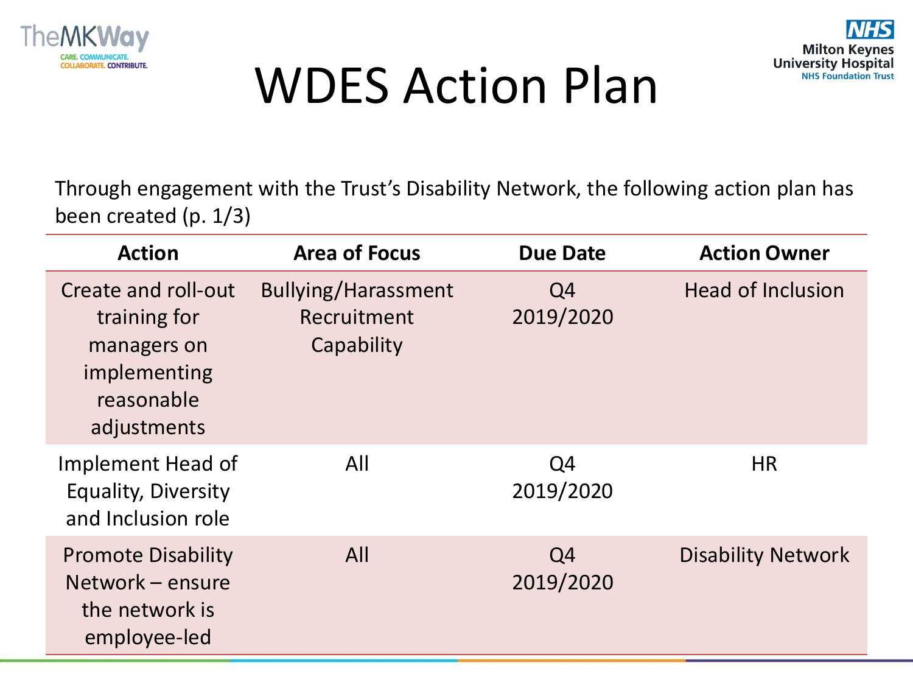# WDES Action Plan

Through engagement with the Trust's Disability Network, the following action plan has been created (p. 1/3)

| Action | Area of Focus | Due Date | Action Owner |
|---|---|---|---|
| Create and roll-out training for managers on implementing reasonable adjustments | Bullying/Harassment<br>Recruitment<br>Capability | Q4 2019/2020 | Head of Inclusion |
| Implement Head of Equality, Diversity and Inclusion role | All | Q4 2019/2020 | HR |
| Promote Disability Network – ensure the network is employee-led | All | Q4 2019/2020 | Disability Network |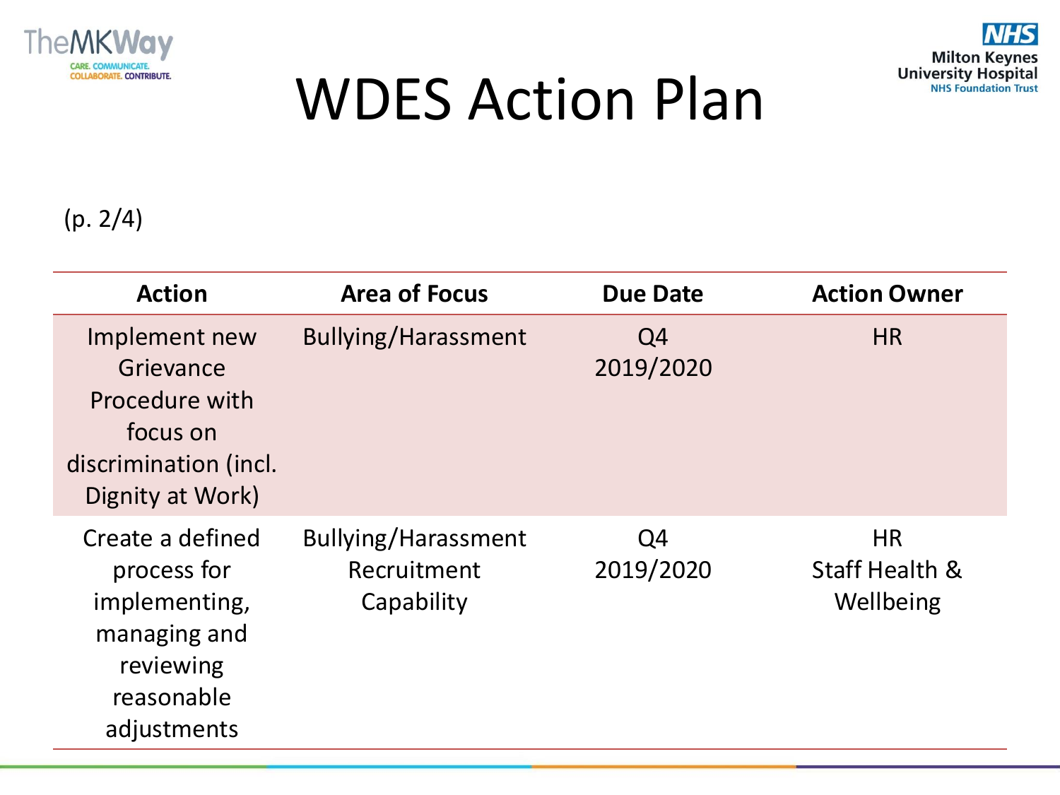# WDES Action Plan

(p. 2/4)

| Action | Area of Focus | Due Date | Action Owner |
|---|---|---|---|
| Implement new Grievance Procedure with focus on discrimination (incl. Dignity at Work) | Bullying/Harassment | Q4 2019/2020 | HR |
| Create a defined process for implementing, managing and reviewing reasonable adjustments | Bullying/Harassment<br>Recruitment<br>Capability | Q4 2019/2020 | HR<br>Staff Health & Wellbeing |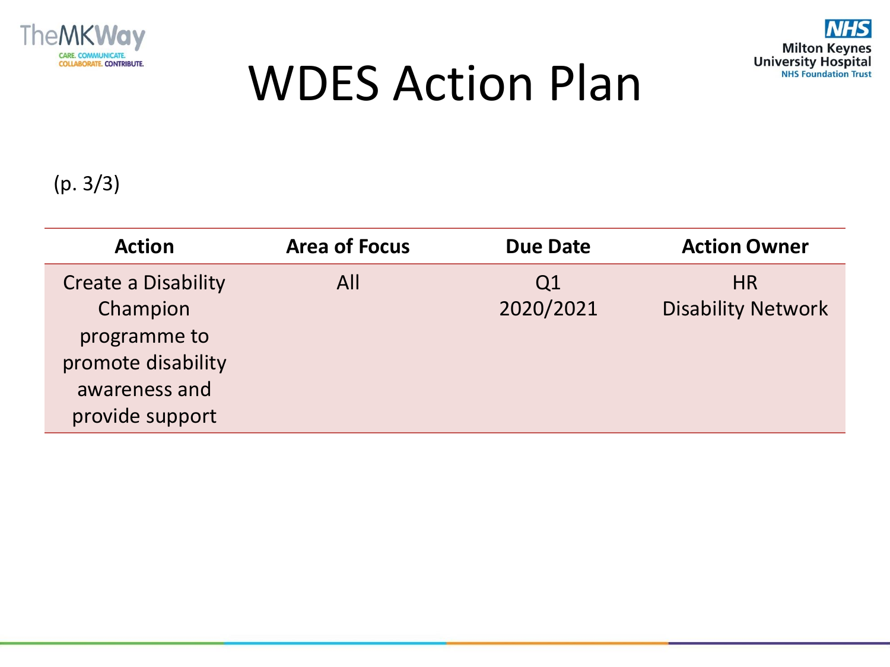# WDES Action Plan

(p. 3/3)

| Action | Area of Focus | Due Date | Action Owner |
|---|---|---|---|
| Create a Disability Champion programme to promote disability awareness and provide support | All | Q1 2020/2021 | HR Disability Network |